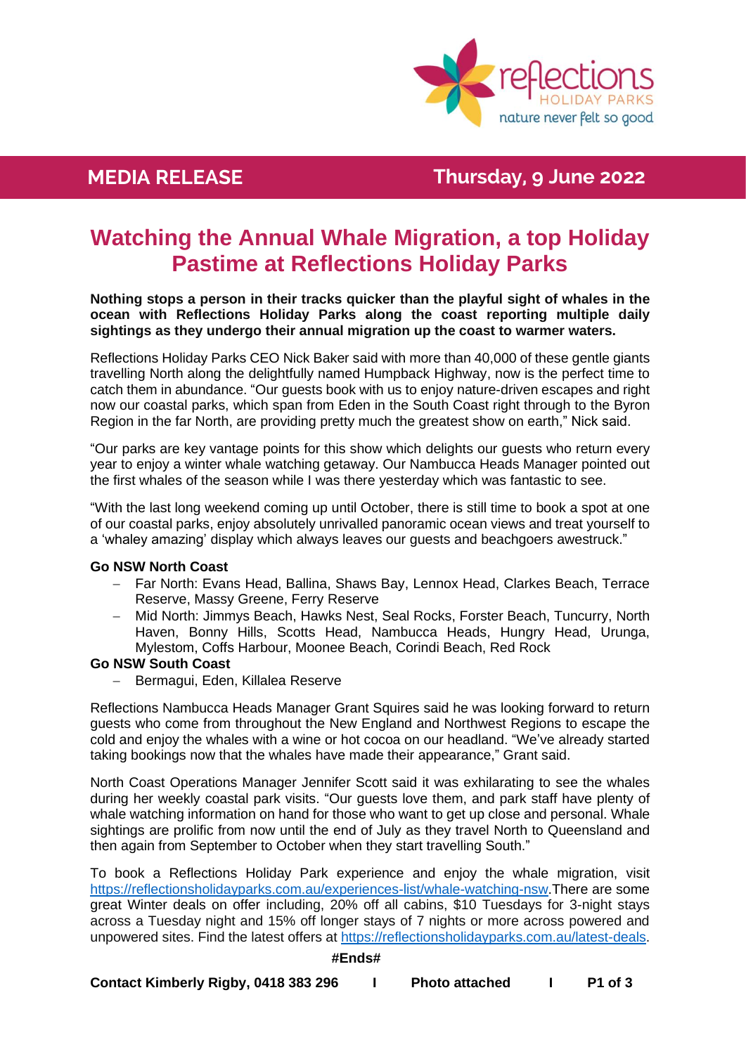**MEDIA RELEASE** | **Thursday, 9 June 2022**

# Watching the Annual Whale Migration, a top Holiday Pastime at Reflections Holiday Parks

**Nothing stops a person in their tracks quicker than the playful sight of whales in the ocean with Reflections Holiday Parks along the coast reporting multiple daily sightings as they undergo their annual migration up the coast to warmer waters.**

Reflections Holiday Parks CEO Nick Baker said with more than 40,000 of these gentle giants travelling North along the delightfully named Humpback Highway, now is the perfect time to catch them in abundance. "Our guests book with us to enjoy nature-driven escapes and right now our coastal parks, which span from Eden in the South Coast right through to the Byron Region in the far North, are providing pretty much the greatest show on earth," Nick said.

"Our parks are key vantage points for this show which delights our guests who return every year to enjoy a winter whale watching getaway. Our Nambucca Heads Manager pointed out the first whales of the season while I was there yesterday which was fantastic to see.

"With the last long weekend coming up until October, there is still time to book a spot at one of our coastal parks, enjoy absolutely unrivalled panoramic ocean views and treat yourself to a 'whaley amazing' display which always leaves our guests and beachgoers awestruck."

**Go NSW North Coast**

- Far North: Evans Head, Ballina, Shaws Bay, Lennox Head, Clarkes Beach, Terrace Reserve, Massy Greene, Ferry Reserve
- Mid North: Jimmys Beach, Hawks Nest, Seal Rocks, Forster Beach, Tuncurry, North Haven, Bonny Hills, Scotts Head, Nambucca Heads, Hungry Head, Urunga, Mylestom, Coffs Harbour, Moonee Beach, Corindi Beach, Red Rock

**Go NSW South Coast**

- Bermagui, Eden, Killalea Reserve

Reflections Nambucca Heads Manager Grant Squires said he was looking forward to return guests who come from throughout the New England and Northwest Regions to escape the cold and enjoy the whales with a wine or hot cocoa on our headland. "We've already started taking bookings now that the whales have made their appearance," Grant said.

North Coast Operations Manager Jennifer Scott said it was exhilarating to see the whales during her weekly coastal park visits. "Our guests love them, and park staff have plenty of whale watching information on hand for those who want to get up close and personal. Whale sightings are prolific from now until the end of July as they travel North to Queensland and then again from September to October when they start travelling South."

To book a Reflections Holiday Park experience and enjoy the whale migration, visit https://reflectionsholidayparks.com.au/experiences-list/whale-watching-nsw.There are some great Winter deals on offer including, 20% off all cabins, $10 Tuesdays for 3-night stays across a Tuesday night and 15% off longer stays of 7 nights or more across powered and unpowered sites. Find the latest offers at https://reflectionsholidayparks.com.au/latest-deals.

**#Ends#**

**Contact Kimberly Rigby, 0418 383 296 | Photo attached**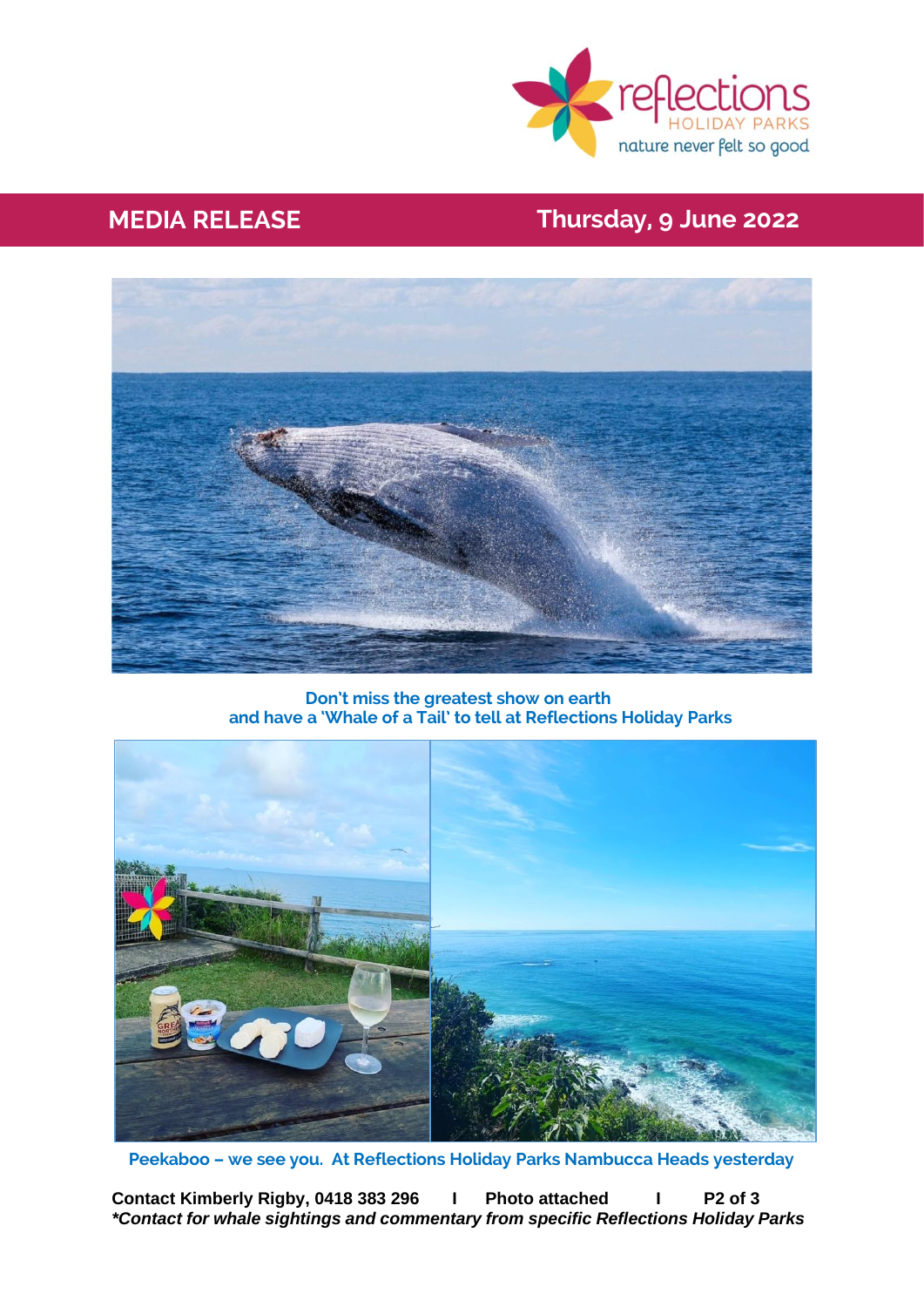**MEDIA RELEASE** **Thursday, 9 June 2022**

**Don't miss the greatest show on earth and have a 'Whale of a Tail' to tell at Reflections Holiday Parks**

**Peekaboo – we see you. At Reflections Holiday Parks Nambucca Heads yesterday**

**Contact Kimberly Rigby, 0418 383 296 I Photo attached**

***Contact for whale sightings and commentary from specific Reflections Holiday Parks***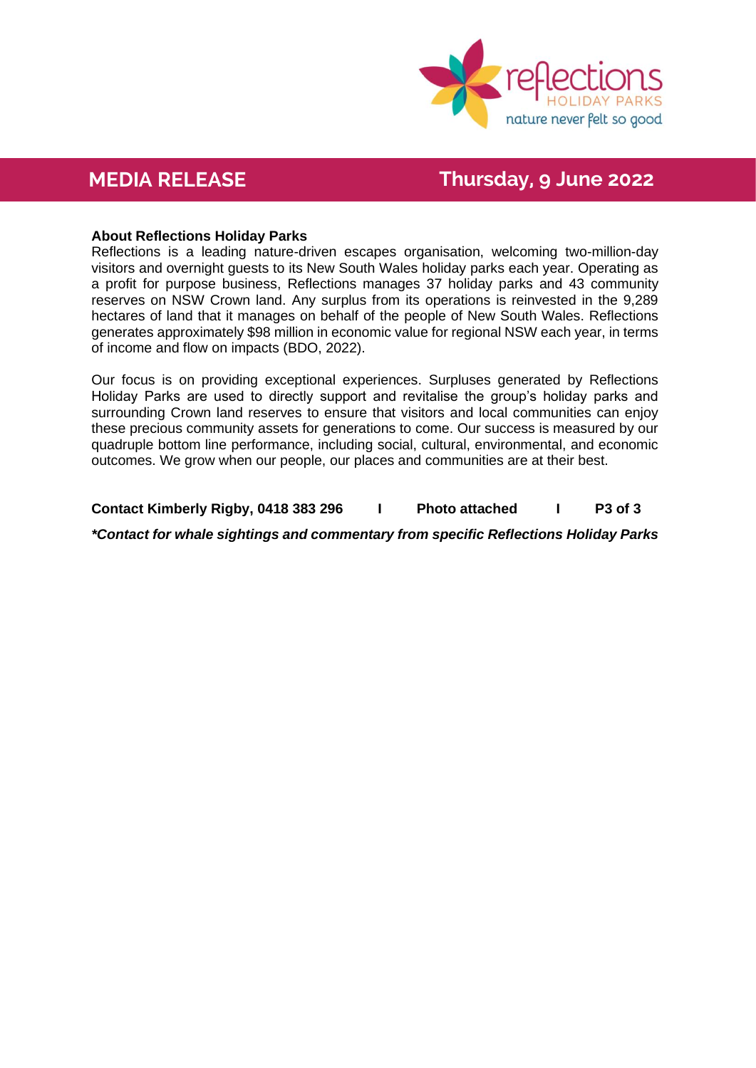**MEDIA RELEASE** **Thursday, 9 June 2022**

**About Reflections Holiday Parks**

Reflections is a leading nature-driven escapes organisation, welcoming two-million-day visitors and overnight guests to its New South Wales holiday parks each year. Operating as a profit for purpose business, Reflections manages 37 holiday parks and 43 community reserves on NSW Crown land. Any surplus from its operations is reinvested in the 9,289 hectares of land that it manages on behalf of the people of New South Wales. Reflections generates approximately $98 million in economic value for regional NSW each year, in terms of income and flow on impacts (BDO, 2022).

Our focus is on providing exceptional experiences. Surpluses generated by Reflections Holiday Parks are used to directly support and revitalise the group's holiday parks and surrounding Crown land reserves to ensure that visitors and local communities can enjoy these precious community assets for generations to come. Our success is measured by our quadruple bottom line performance, including social, cultural, environmental, and economic outcomes. We grow when our people, our places and communities are at their best.

**Contact Kimberly Rigby, 0418 383 296 I Photo attached**

***Contact for whale sightings and commentary from specific Reflections Holiday Parks**